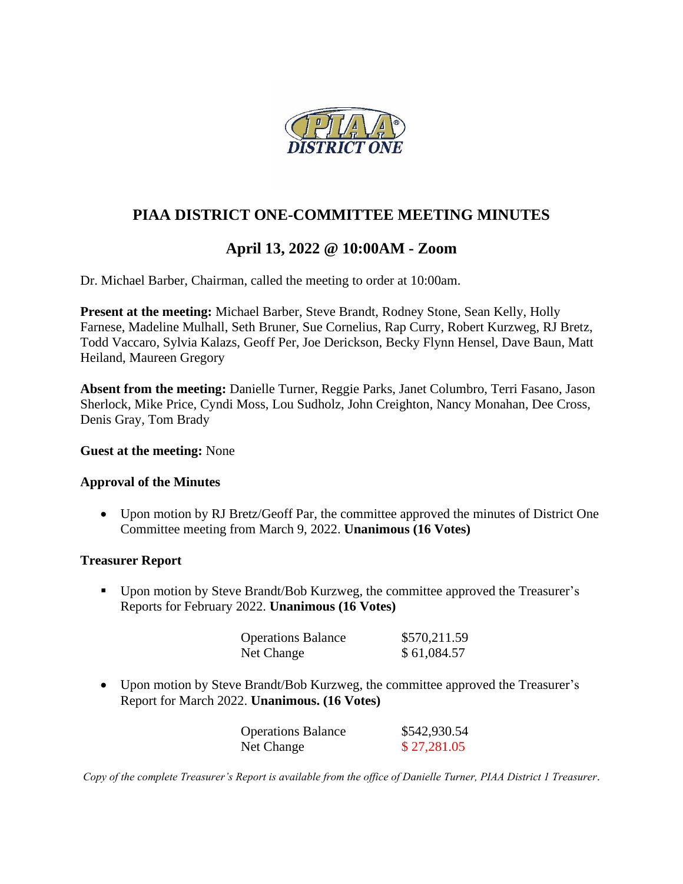# PIAA DISTRICT ONE-COMMITTEE MEETING MINUTES

## April 13, 2022 @ 10:00AM - Zoom

Dr. Michael Barber, Chairman, called the meeting to order at 10:00am.

**Present at the meeting:** Michael Barber, Steve Brandt, Rodney Stone, Sean Kelly, Holly Farnese, Madeline Mulhall, Seth Bruner, Sue Cornelius, Rap Curry, Robert Kurzweg, RJ Bretz, Todd Vaccaro, Sylvia Kalazs, Geoff Per, Joe Derickson, Becky Flynn Hensel, Dave Baun, Matt Heiland, Maureen Gregory

**Absent from the meeting:** Danielle Turner, Reggie Parks, Janet Columbro, Terri Fasano, Jason Sherlock, Mike Price, Cyndi Moss, Lou Sudholz, John Creighton, Nancy Monahan, Dee Cross, Denis Gray, Tom Brady

**Guest at the meeting:** None

**Approval of the Minutes**

- Upon motion by RJ Bretz/Geoff Par, the committee approved the minutes of District One Committee meeting from March 9, 2022. **Unanimous (16 Votes)**

**Treasurer Report**

- Upon motion by Steve Brandt/Bob Kurzweg, the committee approved the Treasurer's Reports for February 2022. **Unanimous (16 Votes)**

| | |
|---|---|
| Operations Balance | $570,211.59 |
| Net Change | $ 61,084.57 |

- Upon motion by Steve Brandt/Bob Kurzweg, the committee approved the Treasurer's Report for March 2022. **Unanimous. (16 Votes)**

| | |
|---|---|
| Operations Balance | $542,930.54 |
| Net Change | $ 27,281.05 |

*Copy of the complete Treasurer's Report is available from the office of Danielle Turner, PIAA District 1 Treasurer.*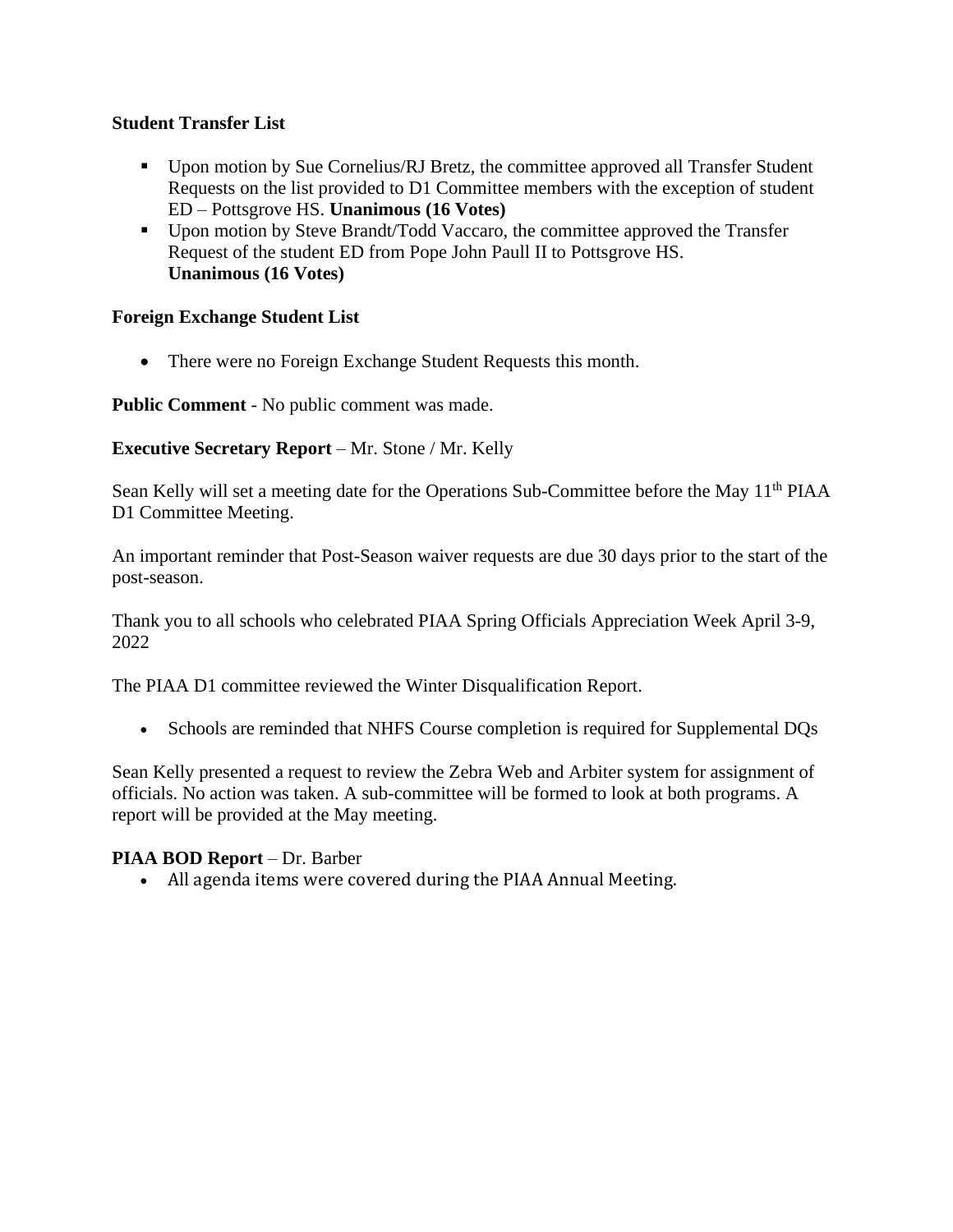**Student Transfer List**

- Upon motion by Sue Cornelius/RJ Bretz, the committee approved all Transfer Student Requests on the list provided to D1 Committee members with the exception of student ED – Pottsgrove HS. **Unanimous (16 Votes)**
- Upon motion by Steve Brandt/Todd Vaccaro, the committee approved the Transfer Request of the student ED from Pope John Paull II to Pottsgrove HS. **Unanimous (16 Votes)**

**Foreign Exchange Student List**

- There were no Foreign Exchange Student Requests this month.

**Public Comment** - No public comment was made.

**Executive Secretary Report** – Mr. Stone / Mr. Kelly

Sean Kelly will set a meeting date for the Operations Sub-Committee before the May 11th PIAA D1 Committee Meeting.

An important reminder that Post-Season waiver requests are due 30 days prior to the start of the post-season.

Thank you to all schools who celebrated PIAA Spring Officials Appreciation Week April 3-9, 2022

The PIAA D1 committee reviewed the Winter Disqualification Report.

- Schools are reminded that NHFS Course completion is required for Supplemental DQs

Sean Kelly presented a request to review the Zebra Web and Arbiter system for assignment of officials. No action was taken. A sub-committee will be formed to look at both programs. A report will be provided at the May meeting.

**PIAA BOD Report** – Dr. Barber

- All agenda items were covered during the PIAA Annual Meeting.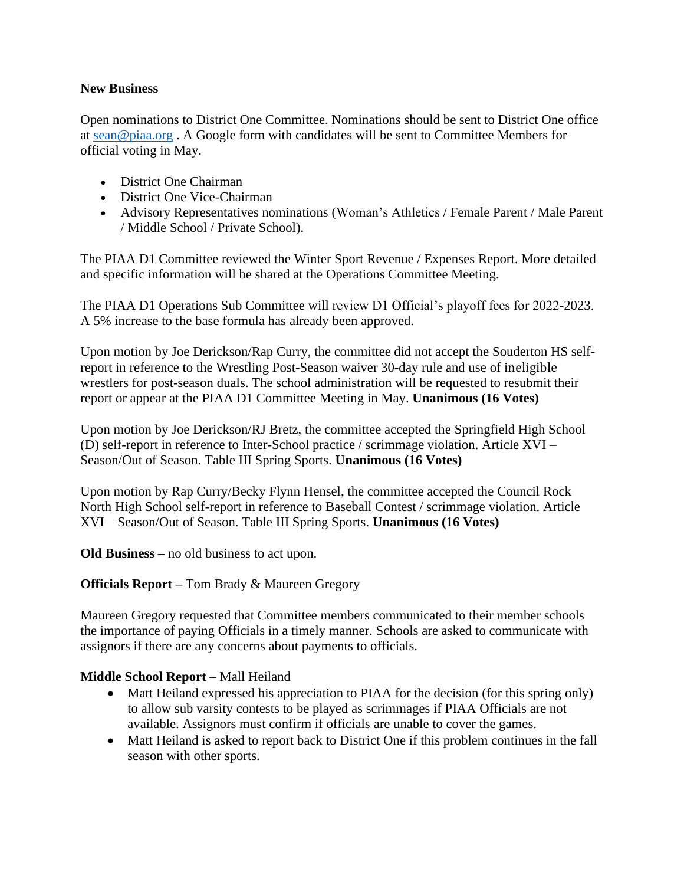**New Business**

Open nominations to District One Committee. Nominations should be sent to District One office at [sean@piaa.org](mailto:sean@piaa.org) . A Google form with candidates will be sent to Committee Members for official voting in May.

- District One Chairman
- District One Vice-Chairman
- Advisory Representatives nominations (Woman's Athletics / Female Parent / Male Parent / Middle School / Private School).

The PIAA D1 Committee reviewed the Winter Sport Revenue / Expenses Report. More detailed and specific information will be shared at the Operations Committee Meeting.

The PIAA D1 Operations Sub Committee will review D1 Official's playoff fees for 2022-2023. A 5% increase to the base formula has already been approved.

Upon motion by Joe Derickson/Rap Curry, the committee did not accept the Souderton HS self-report in reference to the Wrestling Post-Season waiver 30-day rule and use of ineligible wrestlers for post-season duals. The school administration will be requested to resubmit their report or appear at the PIAA D1 Committee Meeting in May. **Unanimous (16 Votes)**

Upon motion by Joe Derickson/RJ Bretz, the committee accepted the Springfield High School (D) self-report in reference to Inter-School practice / scrimmage violation. Article XVI – Season/Out of Season. Table III Spring Sports. **Unanimous (16 Votes)**

Upon motion by Rap Curry/Becky Flynn Hensel, the committee accepted the Council Rock North High School self-report in reference to Baseball Contest / scrimmage violation. Article XVI – Season/Out of Season. Table III Spring Sports. **Unanimous (16 Votes)**

**Old Business –** no old business to act upon.

**Officials Report –** Tom Brady & Maureen Gregory

Maureen Gregory requested that Committee members communicated to their member schools the importance of paying Officials in a timely manner. Schools are asked to communicate with assignors if there are any concerns about payments to officials.

**Middle School Report –** Mall Heiland

- Matt Heiland expressed his appreciation to PIAA for the decision (for this spring only) to allow sub varsity contests to be played as scrimmages if PIAA Officials are not available. Assignors must confirm if officials are unable to cover the games.
- Matt Heiland is asked to report back to District One if this problem continues in the fall season with other sports.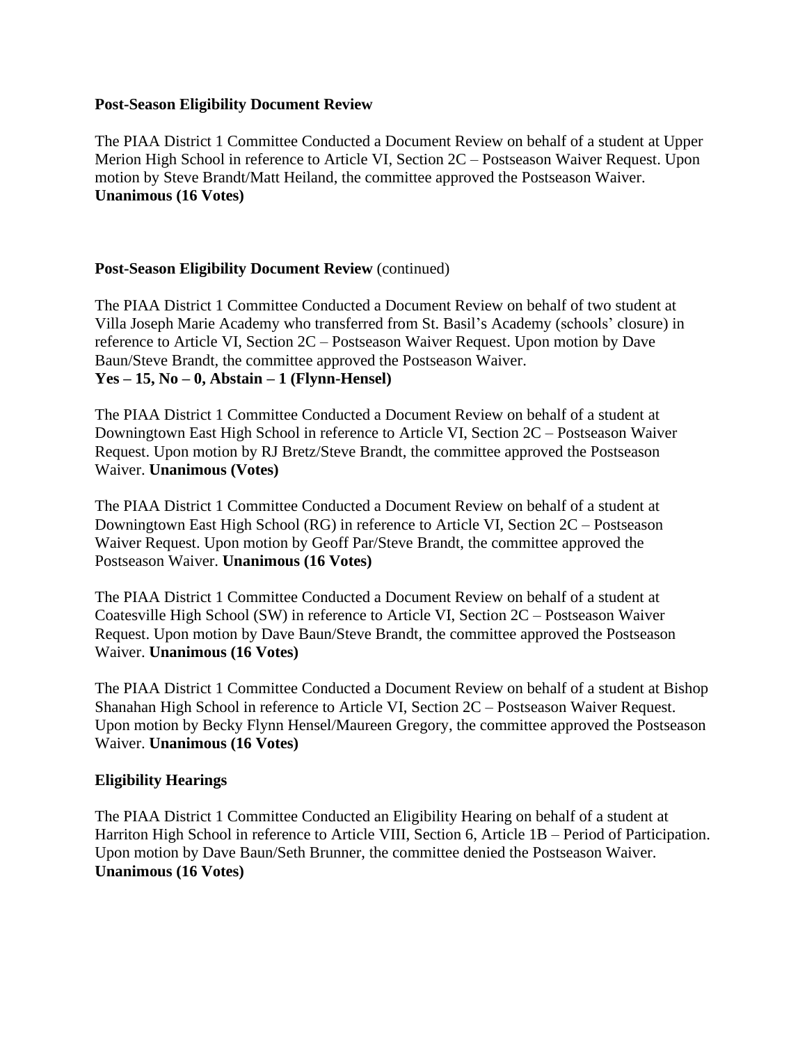**Post-Season Eligibility Document Review**

The PIAA District 1 Committee Conducted a Document Review on behalf of a student at Upper Merion High School in reference to Article VI, Section 2C – Postseason Waiver Request. Upon motion by Steve Brandt/Matt Heiland, the committee approved the Postseason Waiver. **Unanimous (16 Votes)**

**Post-Season Eligibility Document Review** (continued)

The PIAA District 1 Committee Conducted a Document Review on behalf of two student at Villa Joseph Marie Academy who transferred from St. Basil's Academy (schools' closure) in reference to Article VI, Section 2C – Postseason Waiver Request. Upon motion by Dave Baun/Steve Brandt, the committee approved the Postseason Waiver.
**Yes – 15, No – 0, Abstain – 1 (Flynn-Hensel)**

The PIAA District 1 Committee Conducted a Document Review on behalf of a student at Downingtown East High School in reference to Article VI, Section 2C – Postseason Waiver Request. Upon motion by RJ Bretz/Steve Brandt, the committee approved the Postseason Waiver. **Unanimous (Votes)**

The PIAA District 1 Committee Conducted a Document Review on behalf of a student at Downingtown East High School (RG) in reference to Article VI, Section 2C – Postseason Waiver Request. Upon motion by Geoff Par/Steve Brandt, the committee approved the Postseason Waiver. **Unanimous (16 Votes)**

The PIAA District 1 Committee Conducted a Document Review on behalf of a student at Coatesville High School (SW) in reference to Article VI, Section 2C – Postseason Waiver Request. Upon motion by Dave Baun/Steve Brandt, the committee approved the Postseason Waiver. **Unanimous (16 Votes)**

The PIAA District 1 Committee Conducted a Document Review on behalf of a student at Bishop Shanahan High School in reference to Article VI, Section 2C – Postseason Waiver Request. Upon motion by Becky Flynn Hensel/Maureen Gregory, the committee approved the Postseason Waiver. **Unanimous (16 Votes)**

**Eligibility Hearings**

The PIAA District 1 Committee Conducted an Eligibility Hearing on behalf of a student at Harriton High School in reference to Article VIII, Section 6, Article 1B – Period of Participation. Upon motion by Dave Baun/Seth Brunner, the committee denied the Postseason Waiver. **Unanimous (16 Votes)**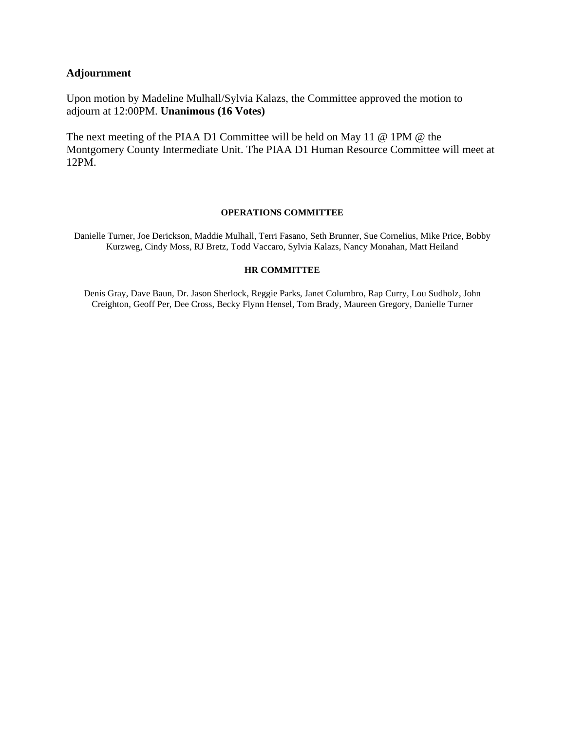### Adjournment

Upon motion by Madeline Mulhall/Sylvia Kalazs, the Committee approved the motion to adjourn at 12:00PM. **Unanimous (16 Votes)**

The next meeting of the PIAA D1 Committee will be held on May 11 @ 1PM @ the Montgomery County Intermediate Unit. The PIAA D1 Human Resource Committee will meet at 12PM.

**OPERATIONS COMMITTEE**

Danielle Turner, Joe Derickson, Maddie Mulhall, Terri Fasano, Seth Brunner, Sue Cornelius, Mike Price, Bobby Kurzweg, Cindy Moss, RJ Bretz, Todd Vaccaro, Sylvia Kalazs, Nancy Monahan, Matt Heiland

**HR COMMITTEE**

Denis Gray, Dave Baun, Dr. Jason Sherlock, Reggie Parks, Janet Columbro, Rap Curry, Lou Sudholz, John Creighton, Geoff Per, Dee Cross, Becky Flynn Hensel, Tom Brady, Maureen Gregory, Danielle Turner